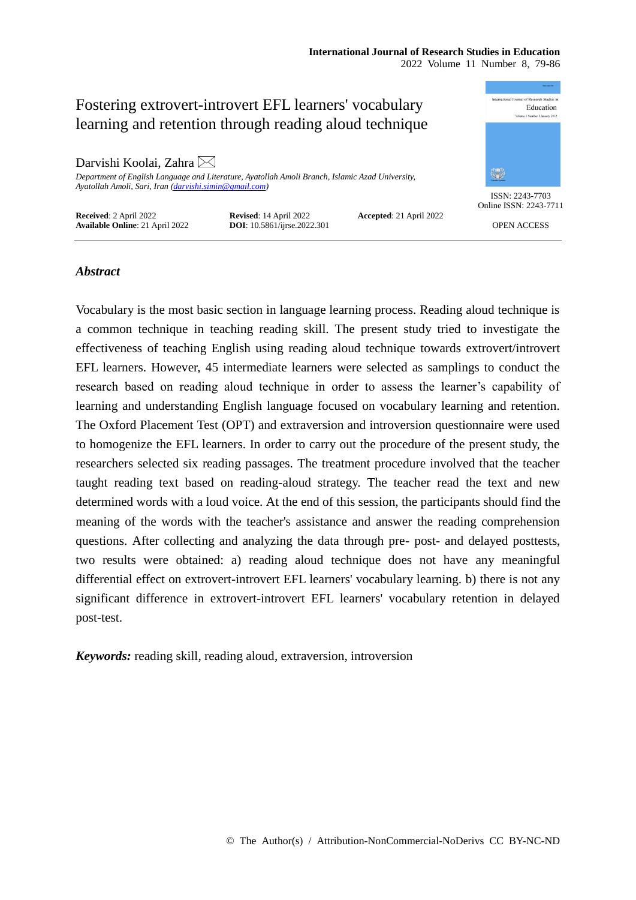# Fostering extrovert-introvert EFL learners' vocabulary learning and retention through reading aloud technique

Darvishi Koolai, Zahra ✉

*Department of English Language and Literature, Ayatollah Amoli Branch, Islamic Azad University, Ayatollah Amoli, Sari, Iran (darvishi.simin@gmail.com)*

ISSN: 2243-7703
Online ISSN: 2243-7711

OPEN ACCESS

**Received**: 2 April 2022 **Revised**: 14 April 2022 **Accepted**: 21 April 2022
**Available Online**: 21 April 2022 **DOI**: 10.5861/ijrse.2022.301

## *Abstract*

Vocabulary is the most basic section in language learning process. Reading aloud technique is a common technique in teaching reading skill. The present study tried to investigate the effectiveness of teaching English using reading aloud technique towards extrovert/introvert EFL learners. However, 45 intermediate learners were selected as samplings to conduct the research based on reading aloud technique in order to assess the learner's capability of learning and understanding English language focused on vocabulary learning and retention. The Oxford Placement Test (OPT) and extraversion and introversion questionnaire were used to homogenize the EFL learners. In order to carry out the procedure of the present study, the researchers selected six reading passages. The treatment procedure involved that the teacher taught reading text based on reading-aloud strategy. The teacher read the text and new determined words with a loud voice. At the end of this session, the participants should find the meaning of the words with the teacher's assistance and answer the reading comprehension questions. After collecting and analyzing the data through pre- post- and delayed posttests, two results were obtained: a) reading aloud technique does not have any meaningful differential effect on extrovert-introvert EFL learners' vocabulary learning. b) there is not any significant difference in extrovert-introvert EFL learners' vocabulary retention in delayed post-test.

***Keywords:*** reading skill, reading aloud, extraversion, introversion

© The Author(s) / Attribution-NonCommercial-NoDerivs CC BY-NC-ND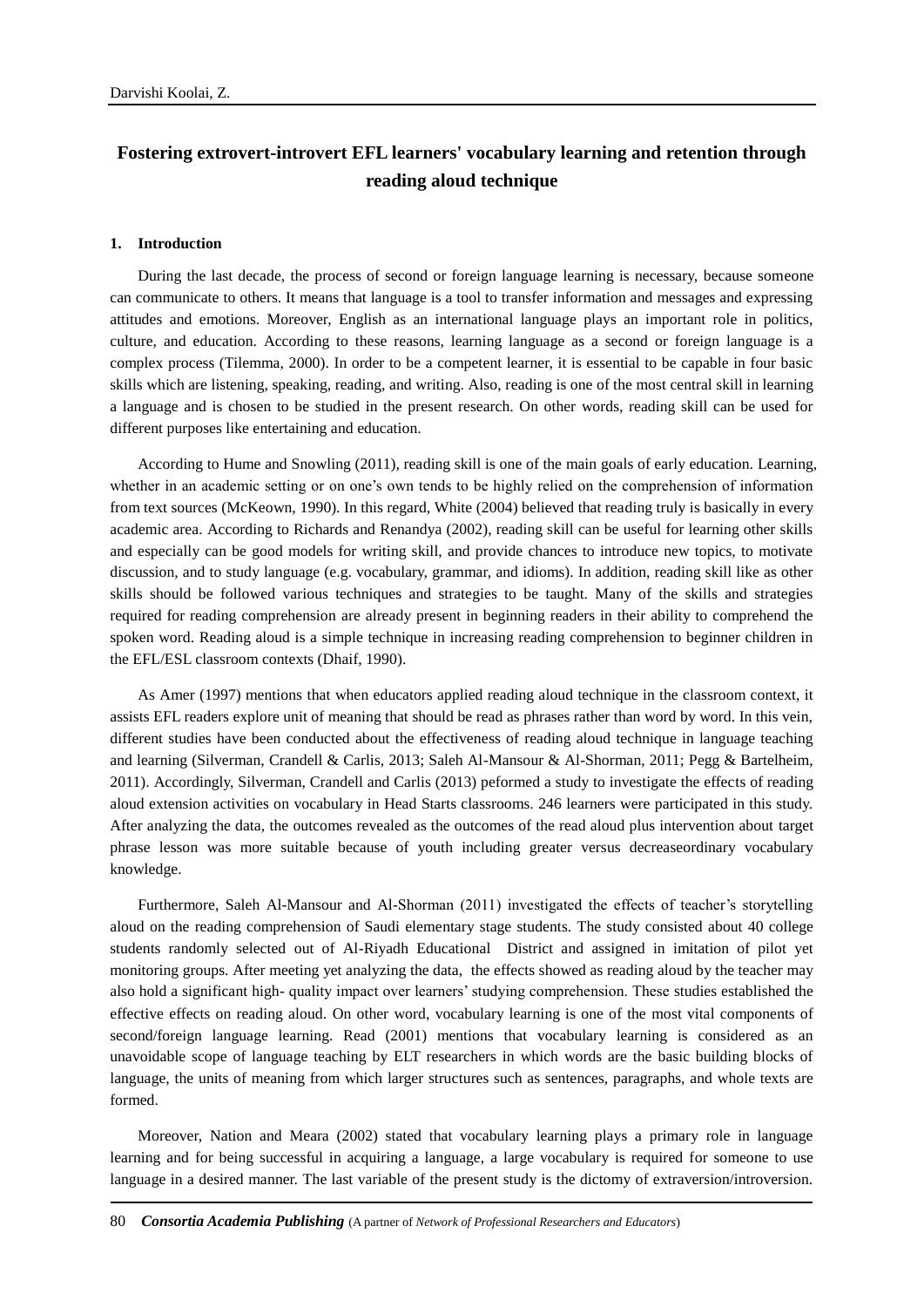# Fostering extrovert-introvert EFL learners' vocabulary learning and retention through reading aloud technique

## 1. Introduction

During the last decade, the process of second or foreign language learning is necessary, because someone can communicate to others. It means that language is a tool to transfer information and messages and expressing attitudes and emotions. Moreover, English as an international language plays an important role in politics, culture, and education. According to these reasons, learning language as a second or foreign language is a complex process (Tilemma, 2000). In order to be a competent learner, it is essential to be capable in four basic skills which are listening, speaking, reading, and writing. Also, reading is one of the most central skill in learning a language and is chosen to be studied in the present research. On other words, reading skill can be used for different purposes like entertaining and education.

According to Hume and Snowling (2011), reading skill is one of the main goals of early education. Learning, whether in an academic setting or on one's own tends to be highly relied on the comprehension of information from text sources (McKeown, 1990). In this regard, White (2004) believed that reading truly is basically in every academic area. According to Richards and Renandya (2002), reading skill can be useful for learning other skills and especially can be good models for writing skill, and provide chances to introduce new topics, to motivate discussion, and to study language (e.g. vocabulary, grammar, and idioms). In addition, reading skill like as other skills should be followed various techniques and strategies to be taught. Many of the skills and strategies required for reading comprehension are already present in beginning readers in their ability to comprehend the spoken word. Reading aloud is a simple technique in increasing reading comprehension to beginner children in the EFL/ESL classroom contexts (Dhaif, 1990).

As Amer (1997) mentions that when educators applied reading aloud technique in the classroom context, it assists EFL readers explore unit of meaning that should be read as phrases rather than word by word. In this vein, different studies have been conducted about the effectiveness of reading aloud technique in language teaching and learning (Silverman, Crandell & Carlis, 2013; Saleh Al-Mansour & Al-Shorman, 2011; Pegg & Bartelheim, 2011). Accordingly, Silverman, Crandell and Carlis (2013) peformed a study to investigate the effects of reading aloud extension activities on vocabulary in Head Starts classrooms. 246 learners were participated in this study. After analyzing the data, the outcomes revealed as the outcomes of the read aloud plus intervention about target phrase lesson was more suitable because of youth including greater versus decreaseordinary vocabulary knowledge.

Furthermore, Saleh Al-Mansour and Al-Shorman (2011) investigated the effects of teacher's storytelling aloud on the reading comprehension of Saudi elementary stage students. The study consisted about 40 college students randomly selected out of Al-Riyadh Educational District and assigned in imitation of pilot yet monitoring groups. After meeting yet analyzing the data, the effects showed as reading aloud by the teacher may also hold a significant high- quality impact over learners' studying comprehension. These studies established the effective effects on reading aloud. On other word, vocabulary learning is one of the most vital components of second/foreign language learning. Read (2001) mentions that vocabulary learning is considered as an unavoidable scope of language teaching by ELT researchers in which words are the basic building blocks of language, the units of meaning from which larger structures such as sentences, paragraphs, and whole texts are formed.

Moreover, Nation and Meara (2002) stated that vocabulary learning plays a primary role in language learning and for being successful in acquiring a language, a large vocabulary is required for someone to use language in a desired manner. The last variable of the present study is the dictomy of extraversion/introversion.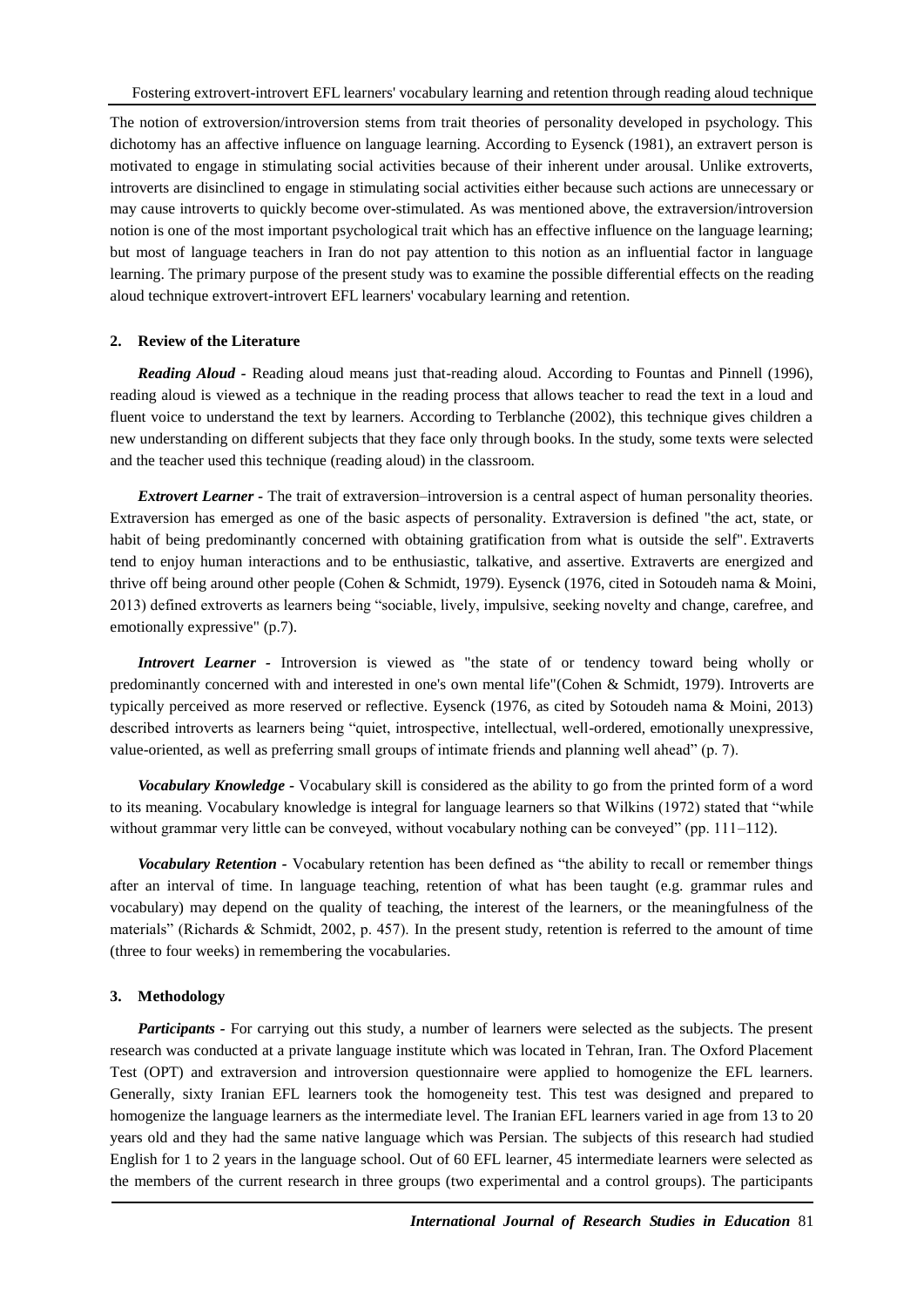The notion of extroversion/introversion stems from trait theories of personality developed in psychology. This dichotomy has an affective influence on language learning. According to Eysenck (1981), an extravert person is motivated to engage in stimulating social activities because of their inherent under arousal. Unlike extroverts, introverts are disinclined to engage in stimulating social activities either because such actions are unnecessary or may cause introverts to quickly become over-stimulated. As was mentioned above, the extraversion/introversion notion is one of the most important psychological trait which has an effective influence on the language learning; but most of language teachers in Iran do not pay attention to this notion as an influential factor in language learning. The primary purpose of the present study was to examine the possible differential effects on the reading aloud technique extrovert-introvert EFL learners' vocabulary learning and retention.

## 2. Review of the Literature

***Reading Aloud -*** Reading aloud means just that-reading aloud. According to Fountas and Pinnell (1996), reading aloud is viewed as a technique in the reading process that allows teacher to read the text in a loud and fluent voice to understand the text by learners. According to Terblanche (2002), this technique gives children a new understanding on different subjects that they face only through books. In the study, some texts were selected and the teacher used this technique (reading aloud) in the classroom.

***Extrovert Learner -*** The trait of extraversion–introversion is a central aspect of human personality theories. Extraversion has emerged as one of the basic aspects of personality. Extraversion is defined "the act, state, or habit of being predominantly concerned with obtaining gratification from what is outside the self". Extraverts tend to enjoy human interactions and to be enthusiastic, talkative, and assertive. Extraverts are energized and thrive off being around other people (Cohen & Schmidt, 1979). Eysenck (1976, cited in Sotoudeh nama & Moini, 2013) defined extroverts as learners being "sociable, lively, impulsive, seeking novelty and change, carefree, and emotionally expressive" (p.7).

***Introvert Learner -*** Introversion is viewed as "the state of or tendency toward being wholly or predominantly concerned with and interested in one's own mental life"(Cohen & Schmidt, 1979). Introverts are typically perceived as more reserved or reflective. Eysenck (1976, as cited by Sotoudeh nama & Moini, 2013) described introverts as learners being "quiet, introspective, intellectual, well-ordered, emotionally unexpressive, value-oriented, as well as preferring small groups of intimate friends and planning well ahead" (p. 7).

***Vocabulary Knowledge -*** Vocabulary skill is considered as the ability to go from the printed form of a word to its meaning. Vocabulary knowledge is integral for language learners so that Wilkins (1972) stated that "while without grammar very little can be conveyed, without vocabulary nothing can be conveyed" (pp. 111–112).

***Vocabulary Retention -*** Vocabulary retention has been defined as "the ability to recall or remember things after an interval of time. In language teaching, retention of what has been taught (e.g. grammar rules and vocabulary) may depend on the quality of teaching, the interest of the learners, or the meaningfulness of the materials" (Richards & Schmidt, 2002, p. 457). In the present study, retention is referred to the amount of time (three to four weeks) in remembering the vocabularies.

## 3. Methodology

***Participants -*** For carrying out this study, a number of learners were selected as the subjects. The present research was conducted at a private language institute which was located in Tehran, Iran. The Oxford Placement Test (OPT) and extraversion and introversion questionnaire were applied to homogenize the EFL learners. Generally, sixty Iranian EFL learners took the homogeneity test. This test was designed and prepared to homogenize the language learners as the intermediate level. The Iranian EFL learners varied in age from 13 to 20 years old and they had the same native language which was Persian. The subjects of this research had studied English for 1 to 2 years in the language school. Out of 60 EFL learner, 45 intermediate learners were selected as the members of the current research in three groups (two experimental and a control groups). The participants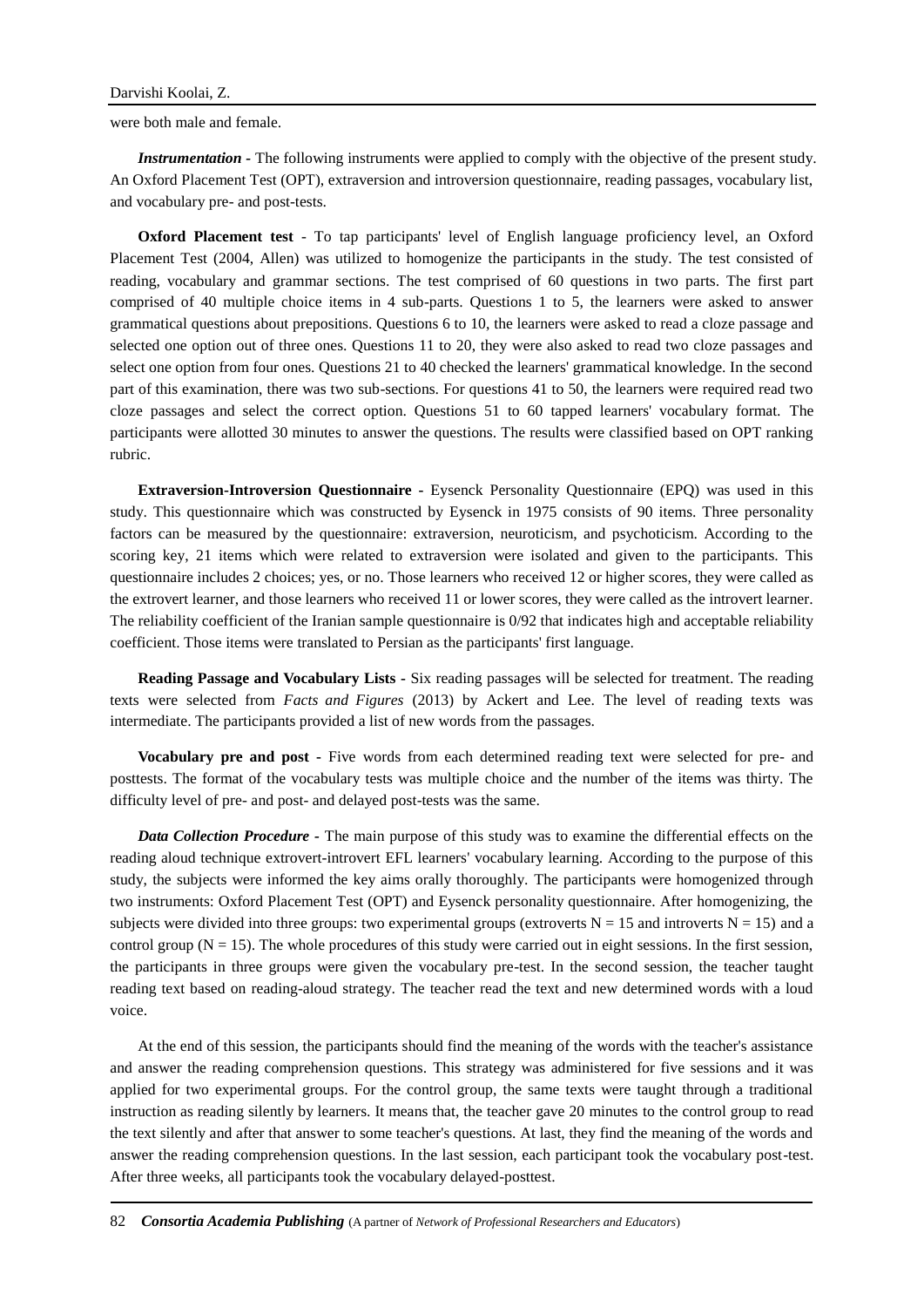were both male and female.

***Instrumentation*** **-** The following instruments were applied to comply with the objective of the present study. An Oxford Placement Test (OPT), extraversion and introversion questionnaire, reading passages, vocabulary list, and vocabulary pre- and post-tests.

**Oxford Placement test** - To tap participants' level of English language proficiency level, an Oxford Placement Test (2004, Allen) was utilized to homogenize the participants in the study. The test consisted of reading, vocabulary and grammar sections. The test comprised of 60 questions in two parts. The first part comprised of 40 multiple choice items in 4 sub-parts. Questions 1 to 5, the learners were asked to answer grammatical questions about prepositions. Questions 6 to 10, the learners were asked to read a cloze passage and selected one option out of three ones. Questions 11 to 20, they were also asked to read two cloze passages and select one option from four ones. Questions 21 to 40 checked the learners' grammatical knowledge. In the second part of this examination, there was two sub-sections. For questions 41 to 50, the learners were required read two cloze passages and select the correct option. Questions 51 to 60 tapped learners' vocabulary format. The participants were allotted 30 minutes to answer the questions. The results were classified based on OPT ranking rubric.

**Extraversion-Introversion Questionnaire -** Eysenck Personality Questionnaire (EPQ) was used in this study. This questionnaire which was constructed by Eysenck in 1975 consists of 90 items. Three personality factors can be measured by the questionnaire: extraversion, neuroticism, and psychoticism. According to the scoring key, 21 items which were related to extraversion were isolated and given to the participants. This questionnaire includes 2 choices; yes, or no. Those learners who received 12 or higher scores, they were called as the extrovert learner, and those learners who received 11 or lower scores, they were called as the introvert learner. The reliability coefficient of the Iranian sample questionnaire is 0/92 that indicates high and acceptable reliability coefficient. Those items were translated to Persian as the participants' first language.

**Reading Passage and Vocabulary Lists -** Six reading passages will be selected for treatment. The reading texts were selected from *Facts and Figures* (2013) by Ackert and Lee. The level of reading texts was intermediate. The participants provided a list of new words from the passages.

**Vocabulary pre and post -** Five words from each determined reading text were selected for pre- and posttests. The format of the vocabulary tests was multiple choice and the number of the items was thirty. The difficulty level of pre- and post- and delayed post-tests was the same.

***Data Collection Procedure*** **-** The main purpose of this study was to examine the differential effects on the reading aloud technique extrovert-introvert EFL learners' vocabulary learning. According to the purpose of this study, the subjects were informed the key aims orally thoroughly. The participants were homogenized through two instruments: Oxford Placement Test (OPT) and Eysenck personality questionnaire. After homogenizing, the subjects were divided into three groups: two experimental groups (extroverts $N = 15$ and introverts $N = 15$) and a control group ($N = 15$). The whole procedures of this study were carried out in eight sessions. In the first session, the participants in three groups were given the vocabulary pre-test. In the second session, the teacher taught reading text based on reading-aloud strategy. The teacher read the text and new determined words with a loud voice.

At the end of this session, the participants should find the meaning of the words with the teacher's assistance and answer the reading comprehension questions. This strategy was administered for five sessions and it was applied for two experimental groups. For the control group, the same texts were taught through a traditional instruction as reading silently by learners. It means that, the teacher gave 20 minutes to the control group to read the text silently and after that answer to some teacher's questions. At last, they find the meaning of the words and answer the reading comprehension questions. In the last session, each participant took the vocabulary post-test. After three weeks, all participants took the vocabulary delayed-posttest.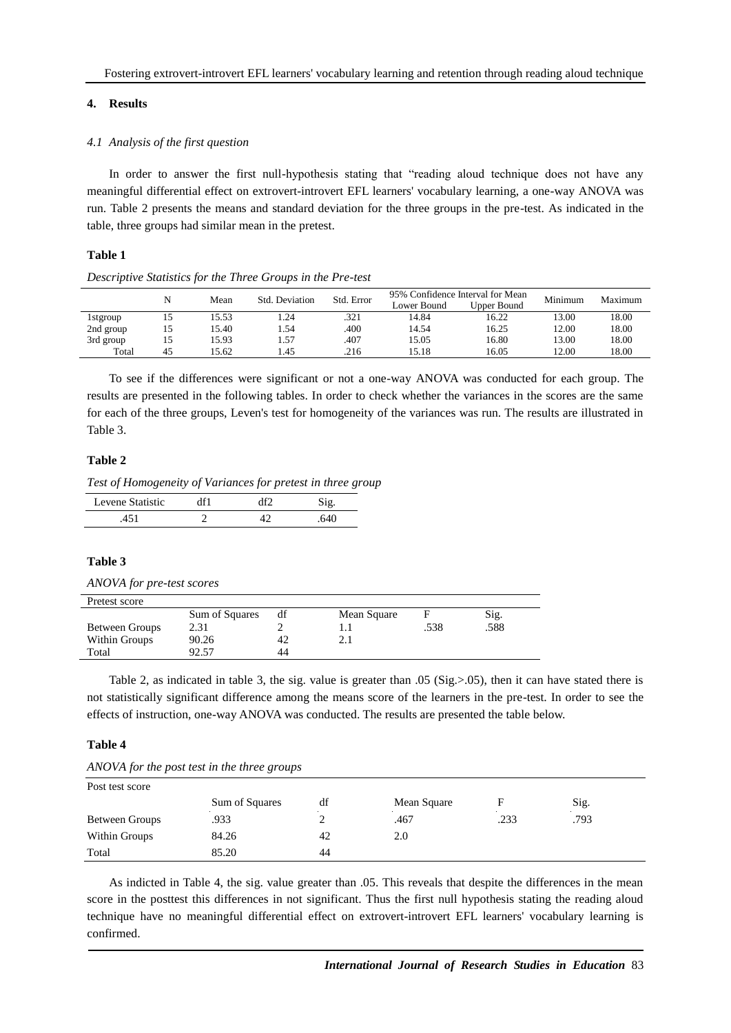## 4. Results

### *4.1 Analysis of the first question*

In order to answer the first null-hypothesis stating that "reading aloud technique does not have any meaningful differential effect on extrovert-introvert EFL learners' vocabulary learning, a one-way ANOVA was run. Table 2 presents the means and standard deviation for the three groups in the pre-test. As indicated in the table, three groups had similar mean in the pretest.

**Table 1**

*Descriptive Statistics for the Three Groups in the Pre-test*

| | N | Mean | Std. Deviation | Std. Error | 95% Confidence Interval for Mean | | Minimum | Maximum |
|---|---|---|---|---|---|---|---|---|
| | | | | | Lower Bound | Upper Bound | | |
| 1stgroup | 15 | 15.53 | 1.24 | .321 | 14.84 | 16.22 | 13.00 | 18.00 |
| 2nd group | 15 | 15.40 | 1.54 | .400 | 14.54 | 16.25 | 12.00 | 18.00 |
| 3rd group | 15 | 15.93 | 1.57 | .407 | 15.05 | 16.80 | 13.00 | 18.00 |
| Total | 45 | 15.62 | 1.45 | .216 | 15.18 | 16.05 | 12.00 | 18.00 |

To see if the differences were significant or not a one-way ANOVA was conducted for each group. The results are presented in the following tables. In order to check whether the variances in the scores are the same for each of the three groups, Leven's test for homogeneity of the variances was run. The results are illustrated in Table 3.

**Table 2**

*Test of Homogeneity of Variances for pretest in three group*

| Levene Statistic | df1 | df2 | Sig. |
|---|---|---|---|
| .451 | 2 | 42 | .640 |

**Table 3**

*ANOVA for pre-test scores*

| Pretest score | | | | | |
|---|---|---|---|---|---|
| | Sum of Squares | df | Mean Square | F | Sig. |
| Between Groups | 2.31 | 2 | 1.1 | .538 | .588 |
| Within Groups | 90.26 | 42 | 2.1 | | |
| Total | 92.57 | 44 | | | |

Table 2, as indicated in table 3, the sig. value is greater than .05 (Sig.>.05), then it can have stated there is not statistically significant difference among the means score of the learners in the pre-test. In order to see the effects of instruction, one-way ANOVA was conducted. The results are presented the table below.

**Table 4**

*ANOVA for the post test in the three groups*

| Post test score | | | | | |
|---|---|---|---|---|---|
| | Sum of Squares | df | Mean Square | F | Sig. |
| Between Groups | .933 | 2 | .467 | .233 | .793 |
| Within Groups | 84.26 | 42 | 2.0 | | |
| Total | 85.20 | 44 | | | |

As indicted in Table 4, the sig. value greater than .05. This reveals that despite the differences in the mean score in the posttest this differences in not significant. Thus the first null hypothesis stating the reading aloud technique have no meaningful differential effect on extrovert-introvert EFL learners' vocabulary learning is confirmed.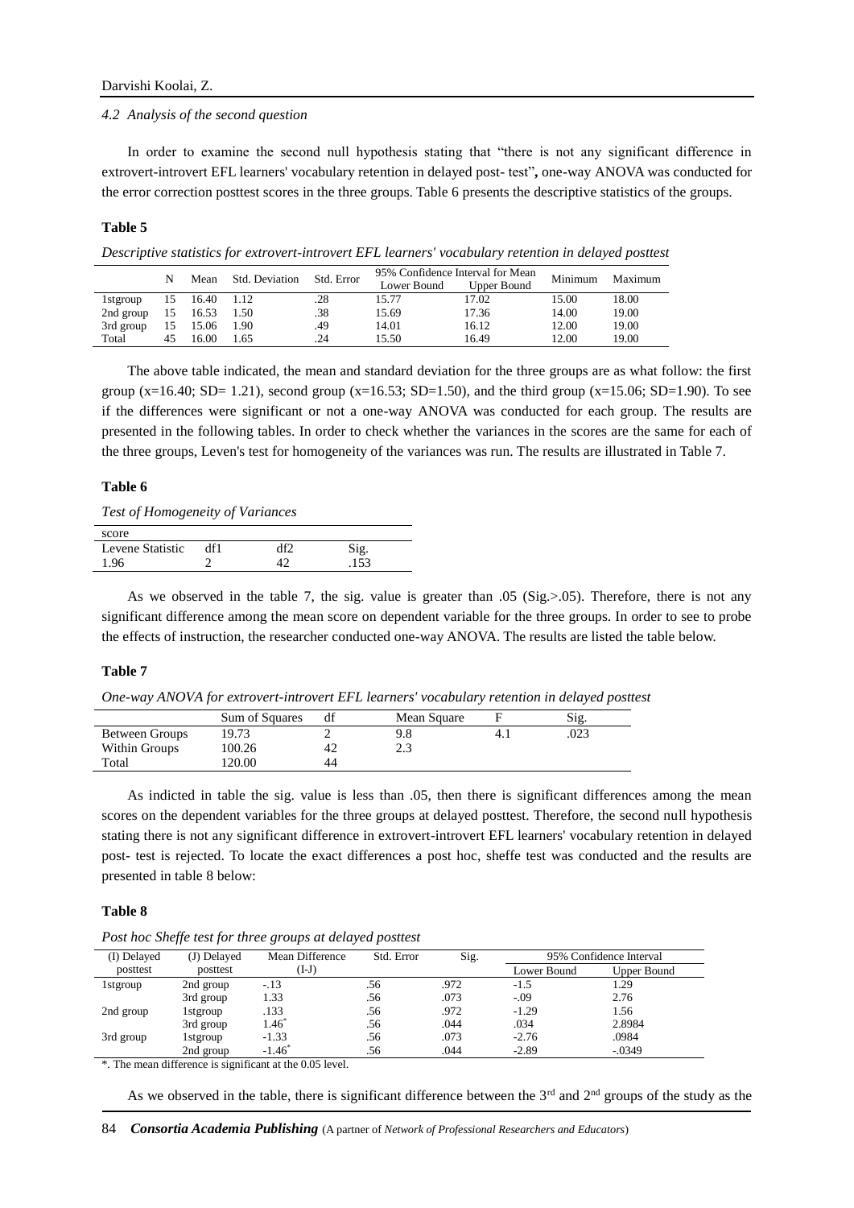*4.2 Analysis of the second question*

In order to examine the second null hypothesis stating that "there is not any significant difference in extrovert-introvert EFL learners' vocabulary retention in delayed post- test"**,** one-way ANOVA was conducted for the error correction posttest scores in the three groups. Table 6 presents the descriptive statistics of the groups.

**Table 5**

*Descriptive statistics for extrovert-introvert EFL learners' vocabulary retention in delayed posttest*

| | N | Mean | Std. Deviation | Std. Error | 95% Confidence Interval for Mean | | Minimum | Maximum |
|---|---|---|---|---|---|---|---|---|
| | | | | | Lower Bound | Upper Bound | | |
| 1stgroup | 15 | 16.40 | 1.12 | .28 | 15.77 | 17.02 | 15.00 | 18.00 |
| 2nd group | 15 | 16.53 | 1.50 | .38 | 15.69 | 17.36 | 14.00 | 19.00 |
| 3rd group | 15 | 15.06 | 1.90 | .49 | 14.01 | 16.12 | 12.00 | 19.00 |
| Total | 45 | 16.00 | 1.65 | .24 | 15.50 | 16.49 | 12.00 | 19.00 |

The above table indicated, the mean and standard deviation for the three groups are as what follow: the first group (x=16.40; SD= 1.21), second group (x=16.53; SD=1.50), and the third group (x=15.06; SD=1.90). To see if the differences were significant or not a one-way ANOVA was conducted for each group. The results are presented in the following tables. In order to check whether the variances in the scores are the same for each of the three groups, Leven's test for homogeneity of the variances was run. The results are illustrated in Table 7.

**Table 6**

*Test of Homogeneity of Variances*

| score | | | |
|---|---|---|---|
| Levene Statistic | df1 | df2 | Sig. |
| 1.96 | 2 | 42 | .153 |

As we observed in the table 7, the sig. value is greater than .05 (Sig.>.05). Therefore, there is not any significant difference among the mean score on dependent variable for the three groups. In order to see to probe the effects of instruction, the researcher conducted one-way ANOVA. The results are listed the table below.

**Table 7**

*One-way ANOVA for extrovert-introvert EFL learners' vocabulary retention in delayed posttest*

| | Sum of Squares | df | Mean Square | F | Sig. |
|---|---|---|---|---|---|
| Between Groups | 19.73 | 2 | 9.8 | 4.1 | .023 |
| Within Groups | 100.26 | 42 | 2.3 | | |
| Total | 120.00 | 44 | | | |

As indicted in table the sig. value is less than .05, then there is significant differences among the mean scores on the dependent variables for the three groups at delayed posttest. Therefore, the second null hypothesis stating there is not any significant difference in extrovert-introvert EFL learners' vocabulary retention in delayed post- test is rejected. To locate the exact differences a post hoc, sheffe test was conducted and the results are presented in table 8 below:

**Table 8**

*Post hoc Sheffe test for three groups at delayed posttest*

| (I) Delayed posttest | (J) Delayed posttest | Mean Difference (I-J) | Std. Error | Sig. | 95% Confidence Interval | |
|---|---|---|---|---|---|---|
| | | | | | Lower Bound | Upper Bound |
| 1stgroup | 2nd group | -.13 | .56 | .972 | -1.5 | 1.29 |
| | 3rd group | 1.33 | .56 | .073 | -.09 | 2.76 |
| 2nd group | 1stgroup | .133 | .56 | .972 | -1.29 | 1.56 |
| | 3rd group | 1.46* | .56 | .044 | .034 | 2.8984 |
| 3rd group | 1stgroup | -1.33 | .56 | .073 | -2.76 | .0984 |
| | 2nd group | -1.46* | .56 | .044 | -2.89 | -.0349 |

*. The mean difference is significant at the 0.05 level.

As we observed in the table, there is significant difference between the 3rd and 2nd groups of the study as the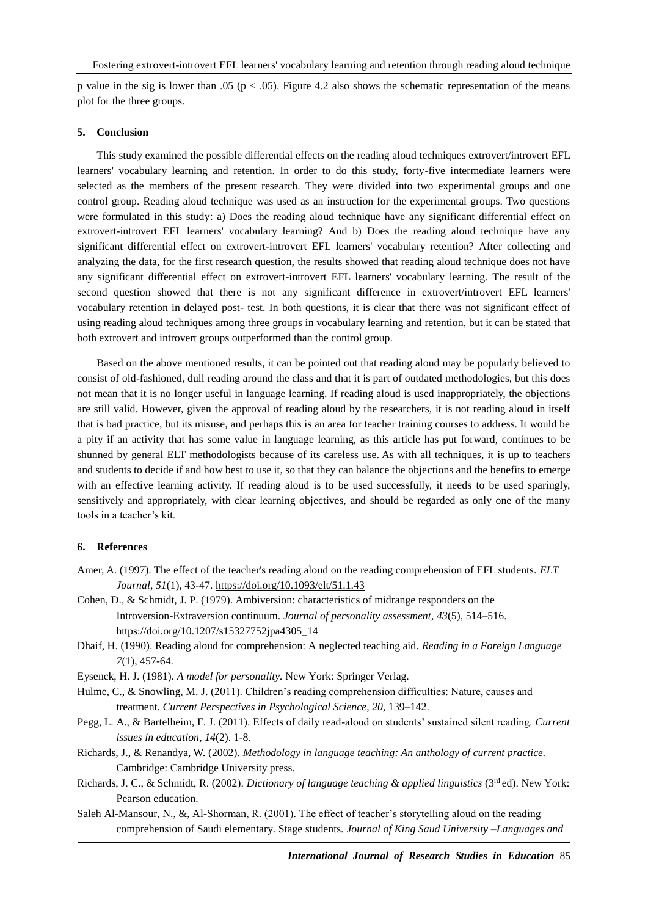p value in the sig is lower than .05 ($p < .05$). Figure 4.2 also shows the schematic representation of the means plot for the three groups.

## 5. Conclusion

This study examined the possible differential effects on the reading aloud techniques extrovert/introvert EFL learners' vocabulary learning and retention. In order to do this study, forty-five intermediate learners were selected as the members of the present research. They were divided into two experimental groups and one control group. Reading aloud technique was used as an instruction for the experimental groups. Two questions were formulated in this study: a) Does the reading aloud technique have any significant differential effect on extrovert-introvert EFL learners' vocabulary learning? And b) Does the reading aloud technique have any significant differential effect on extrovert-introvert EFL learners' vocabulary retention? After collecting and analyzing the data, for the first research question, the results showed that reading aloud technique does not have any significant differential effect on extrovert-introvert EFL learners' vocabulary learning. The result of the second question showed that there is not any significant difference in extrovert/introvert EFL learners' vocabulary retention in delayed post- test. In both questions, it is clear that there was not significant effect of using reading aloud techniques among three groups in vocabulary learning and retention, but it can be stated that both extrovert and introvert groups outperformed than the control group.

Based on the above mentioned results, it can be pointed out that reading aloud may be popularly believed to consist of old-fashioned, dull reading around the class and that it is part of outdated methodologies, but this does not mean that it is no longer useful in language learning. If reading aloud is used inappropriately, the objections are still valid. However, given the approval of reading aloud by the researchers, it is not reading aloud in itself that is bad practice, but its misuse, and perhaps this is an area for teacher training courses to address. It would be a pity if an activity that has some value in language learning, as this article has put forward, continues to be shunned by general ELT methodologists because of its careless use. As with all techniques, it is up to teachers and students to decide if and how best to use it, so that they can balance the objections and the benefits to emerge with an effective learning activity. If reading aloud is to be used successfully, it needs to be used sparingly, sensitively and appropriately, with clear learning objectives, and should be regarded as only one of the many tools in a teacher's kit.

## 6. References

Amer, A. (1997). The effect of the teacher's reading aloud on the reading comprehension of EFL students. *ELT Journal*, *51*(1), 43-47. https://doi.org/10.1093/elt/51.1.43

Cohen, D., & Schmidt, J. P. (1979). Ambiversion: characteristics of midrange responders on the Introversion-Extraversion continuum. *Journal of personality assessment*, *43*(5), 514–516. https://doi.org/10.1207/s15327752jpa4305_14

Dhaif, H. (1990). Reading aloud for comprehension: A neglected teaching aid. *Reading in a Foreign Language 7*(1), 457-64.

Eysenck, H. J. (1981). *A model for personality.* New York: Springer Verlag.

Hulme, C., & Snowling, M. J. (2011). Children's reading comprehension difficulties: Nature, causes and treatment. *Current Perspectives in Psychological Science*, *20*, 139–142.

Pegg, L. A., & Bartelheim, F. J. (2011). Effects of daily read-aloud on students' sustained silent reading. *Current issues in education*, *14*(2). 1-8.

Richards, J., & Renandya, W. (2002). *Methodology in language teaching: An anthology of current practice.* Cambridge: Cambridge University press.

Richards, J. C., & Schmidt, R. (2002). *Dictionary of language teaching & applied linguistics* (3rd ed). New York: Pearson education.

Saleh Al-Mansour, N., &, Al-Shorman, R. (2001). The effect of teacher's storytelling aloud on the reading comprehension of Saudi elementary. Stage students. *Journal of King Saud University –Languages and*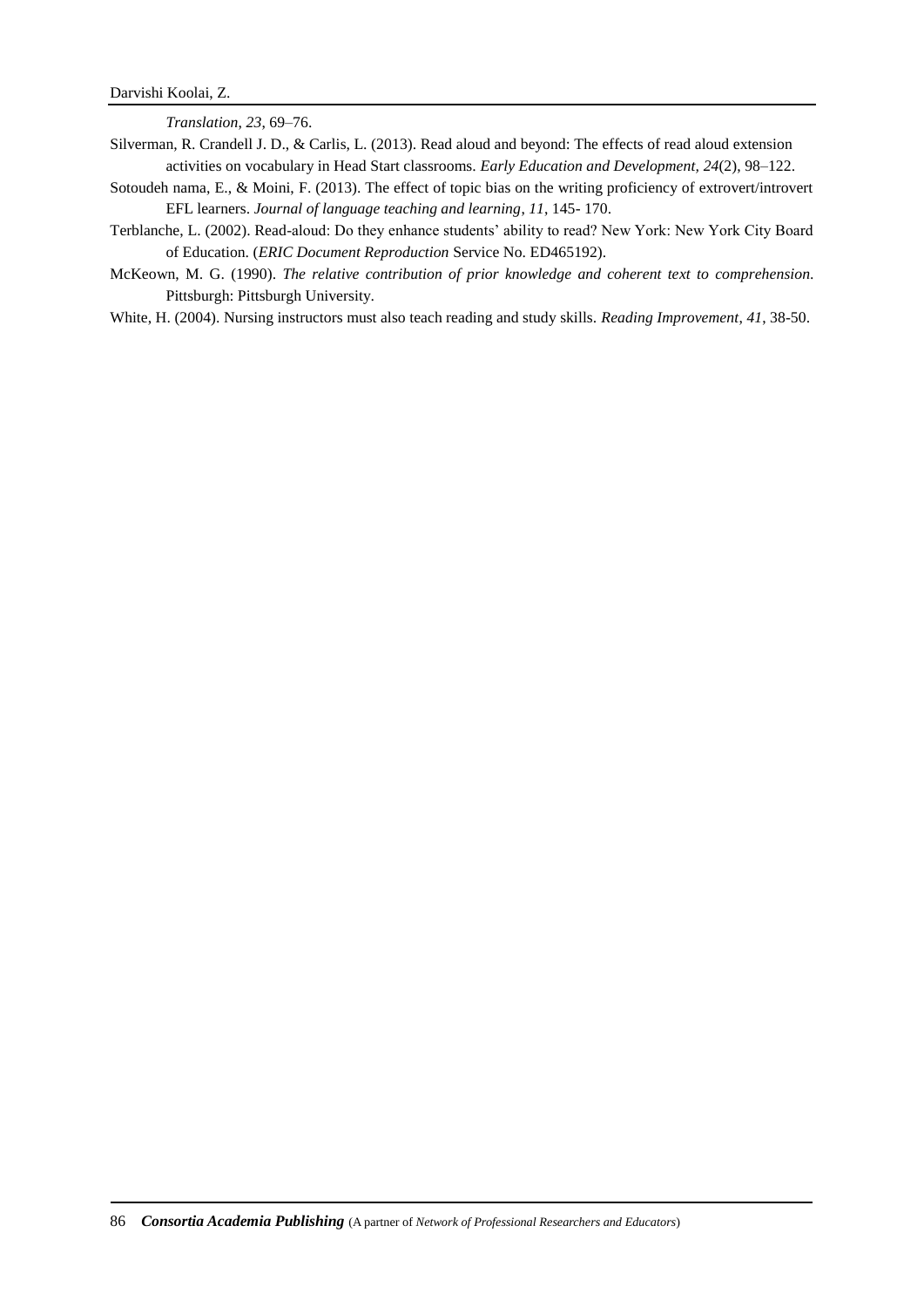*Translation, 23*, 69–76.

Silverman, R. Crandell J. D., & Carlis, L. (2013). Read aloud and beyond: The effects of read aloud extension activities on vocabulary in Head Start classrooms. *Early Education and Development, 24*(2), 98–122.

Sotoudeh nama, E., & Moini, F. (2013). The effect of topic bias on the writing proficiency of extrovert/introvert EFL learners. *Journal of language teaching and learning, 11*, 145- 170.

Terblanche, L. (2002). Read-aloud: Do they enhance students' ability to read? New York: New York City Board of Education. (*ERIC Document Reproduction* Service No. ED465192).

McKeown, M. G. (1990). *The relative contribution of prior knowledge and coherent text to comprehension*. Pittsburgh: Pittsburgh University.

White, H. (2004). Nursing instructors must also teach reading and study skills. *Reading Improvement, 41*, 38-50.